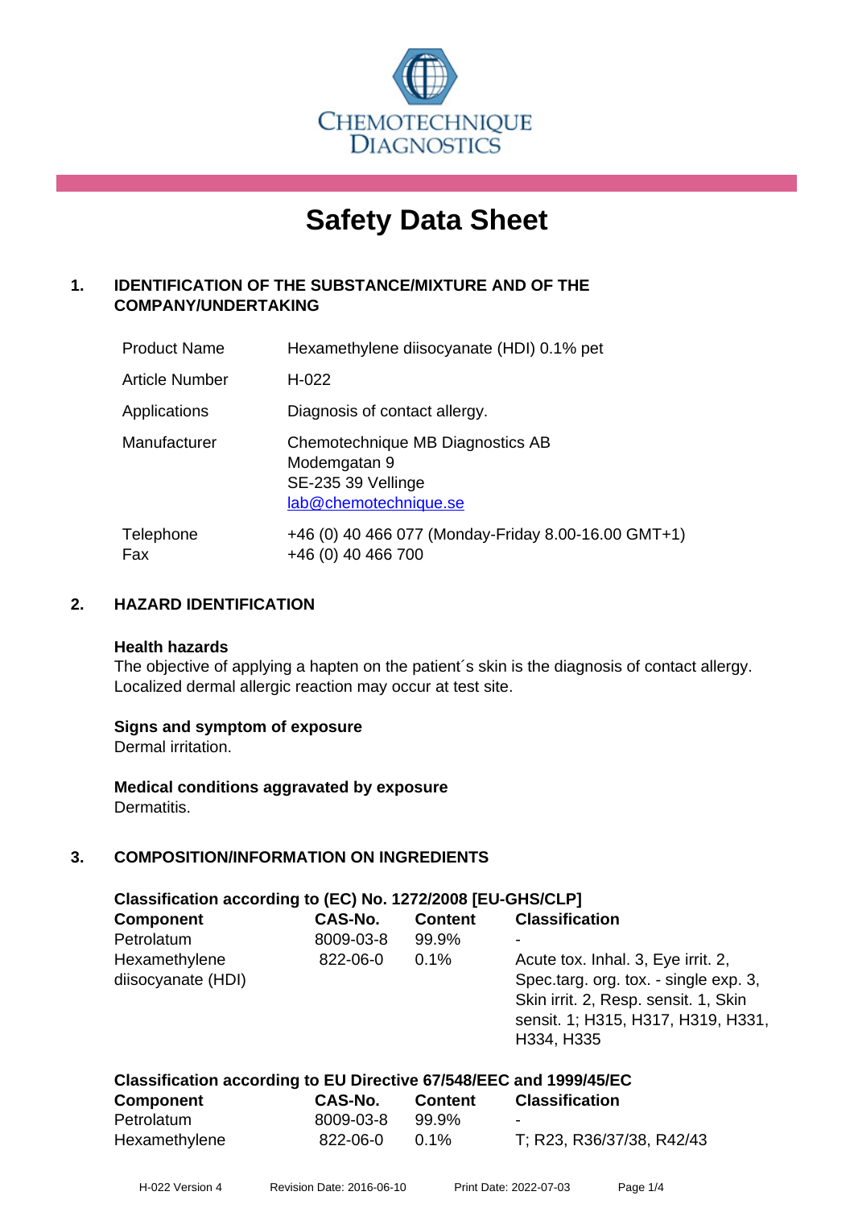CHEMOTECHNIQUE DIAGNOSTICS

# Safety Data Sheet

## 1. IDENTIFICATION OF THE SUBSTANCE/MIXTURE AND OF THE COMPANY/UNDERTAKING

| | |
|---|---|
| Product Name | Hexamethylene diisocyanate (HDI) 0.1% pet |
| Article Number | H-022 |
| Applications | Diagnosis of contact allergy. |
| Manufacturer | Chemotechnique MB Diagnostics AB<br>Modemgatan 9<br>SE-235 39 Vellinge<br>lab@chemotechnique.se |
| Telephone<br>Fax | +46 (0) 40 466 077 (Monday-Friday 8.00-16.00 GMT+1)<br>+46 (0) 40 466 700 |

## 2. HAZARD IDENTIFICATION

**Health hazards**
The objective of applying a hapten on the patient´s skin is the diagnosis of contact allergy. Localized dermal allergic reaction may occur at test site.

**Signs and symptom of exposure**
Dermal irritation.

**Medical conditions aggravated by exposure**
Dermatitis.

## 3. COMPOSITION/INFORMATION ON INGREDIENTS

**Classification according to (EC) No. 1272/2008 [EU-GHS/CLP]**

| Component | CAS-No. | Content | Classification |
|---|---|---|---|
| Petrolatum | 8009-03-8 | 99.9% | - |
| Hexamethylene diisocyanate (HDI) | 822-06-0 | 0.1% | Acute tox. Inhal. 3, Eye irrit. 2, Spec.targ. org. tox. - single exp. 3, Skin irrit. 2, Resp. sensit. 1, Skin sensit. 1; H315, H317, H319, H331, H334, H335 |

**Classification according to EU Directive 67/548/EEC and 1999/45/EC**

| Component | CAS-No. | Content | Classification |
|---|---|---|---|
| Petrolatum | 8009-03-8 | 99.9% | - |
| Hexamethylene | 822-06-0 | 0.1% | T; R23, R36/37/38, R42/43 |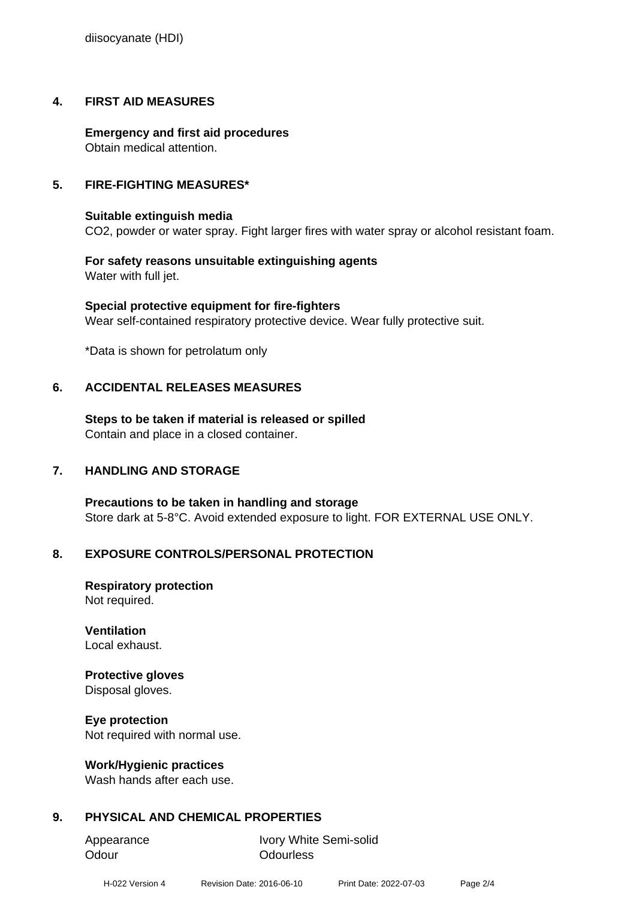diisocyanate (HDI)

## 4. FIRST AID MEASURES

**Emergency and first aid procedures**
Obtain medical attention.

## 5. FIRE-FIGHTING MEASURES*

**Suitable extinguish media**
CO2, powder or water spray. Fight larger fires with water spray or alcohol resistant foam.

**For safety reasons unsuitable extinguishing agents**
Water with full jet.

**Special protective equipment for fire-fighters**
Wear self-contained respiratory protective device. Wear fully protective suit.

*Data is shown for petrolatum only

## 6. ACCIDENTAL RELEASES MEASURES

**Steps to be taken if material is released or spilled**
Contain and place in a closed container.

## 7. HANDLING AND STORAGE

**Precautions to be taken in handling and storage**
Store dark at 5-8°C. Avoid extended exposure to light. FOR EXTERNAL USE ONLY.

## 8. EXPOSURE CONTROLS/PERSONAL PROTECTION

**Respiratory protection**
Not required.

**Ventilation**
Local exhaust.

**Protective gloves**
Disposal gloves.

**Eye protection**
Not required with normal use.

**Work/Hygienic practices**
Wash hands after each use.

## 9. PHYSICAL AND CHEMICAL PROPERTIES

| | |
|---|---|
| Appearance | Ivory White Semi-solid |
| Odour | Odourless |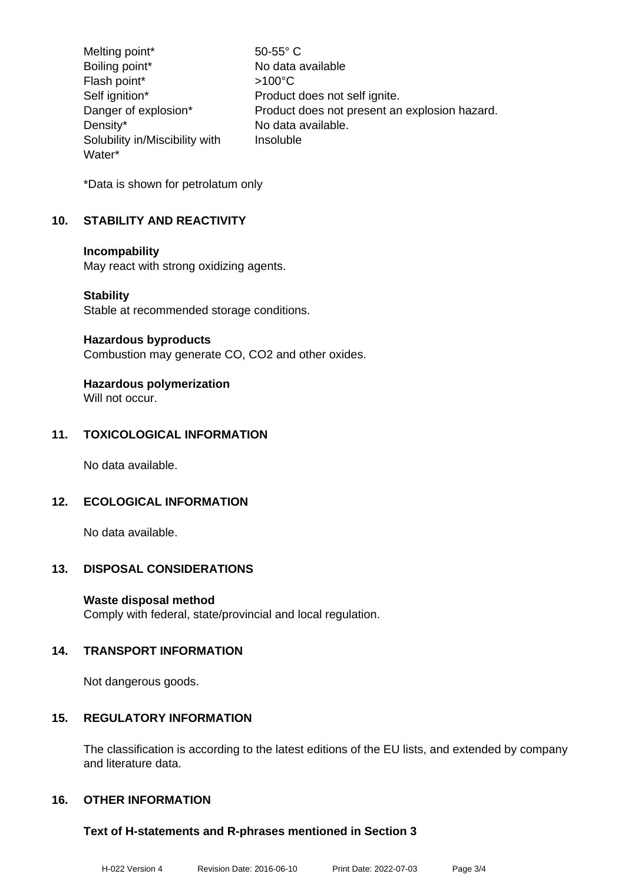| | |
|---|---|
| Melting point* | 50-55° C |
| Boiling point* | No data available |
| Flash point* | >100°C |
| Self ignition* | Product does not self ignite. |
| Danger of explosion* | Product does not present an explosion hazard. |
| Density* | No data available. |
| Solubility in/Miscibility with Water* | Insoluble |

*Data is shown for petrolatum only

## 10. STABILITY AND REACTIVITY

**Incompability**
May react with strong oxidizing agents.

**Stability**
Stable at recommended storage conditions.

**Hazardous byproducts**
Combustion may generate CO, $CO_2$ and other oxides.

**Hazardous polymerization**
Will not occur.

## 11. TOXICOLOGICAL INFORMATION

No data available.

## 12. ECOLOGICAL INFORMATION

No data available.

## 13. DISPOSAL CONSIDERATIONS

**Waste disposal method**
Comply with federal, state/provincial and local regulation.

## 14. TRANSPORT INFORMATION

Not dangerous goods.

## 15. REGULATORY INFORMATION

The classification is according to the latest editions of the EU lists, and extended by company and literature data.

## 16. OTHER INFORMATION

**Text of H-statements and R-phrases mentioned in Section 3**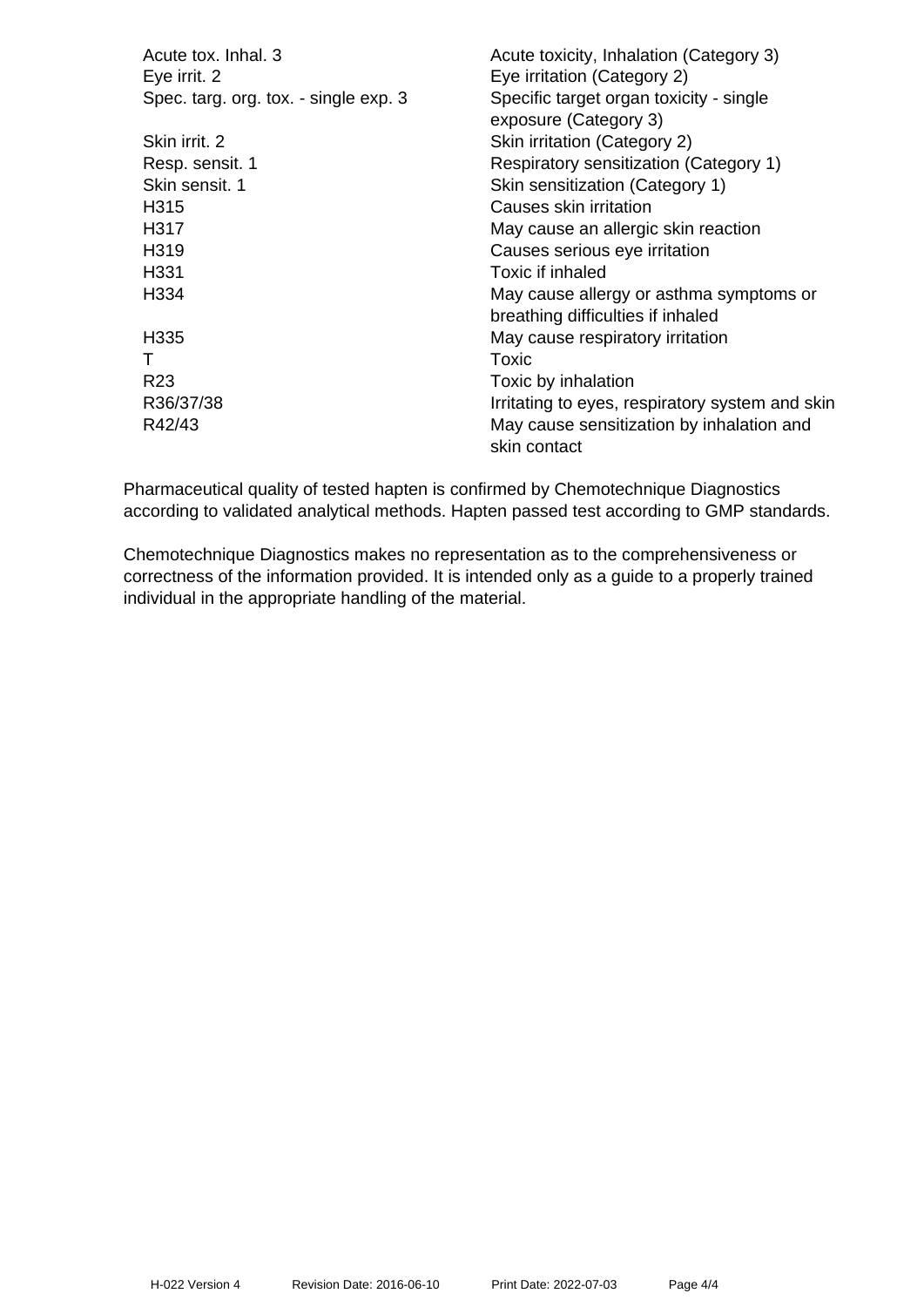| | |
|---|---|
| Acute tox. Inhal. 3 | Acute toxicity, Inhalation (Category 3) |
| Eye irrit. 2 | Eye irritation (Category 2) |
| Spec. targ. org. tox. - single exp. 3 | Specific target organ toxicity - single exposure (Category 3) |
| Skin irrit. 2 | Skin irritation (Category 2) |
| Resp. sensit. 1 | Respiratory sensitization (Category 1) |
| Skin sensit. 1 | Skin sensitization (Category 1) |
| H315 | Causes skin irritation |
| H317 | May cause an allergic skin reaction |
| H319 | Causes serious eye irritation |
| H331 | Toxic if inhaled |
| H334 | May cause allergy or asthma symptoms or breathing difficulties if inhaled |
| H335 | May cause respiratory irritation |
| T | Toxic |
| R23 | Toxic by inhalation |
| R36/37/38 | Irritating to eyes, respiratory system and skin |
| R42/43 | May cause sensitization by inhalation and skin contact |

Pharmaceutical quality of tested hapten is confirmed by Chemotechnique Diagnostics according to validated analytical methods. Hapten passed test according to GMP standards.

Chemotechnique Diagnostics makes no representation as to the comprehensiveness or correctness of the information provided. It is intended only as a guide to a properly trained individual in the appropriate handling of the material.